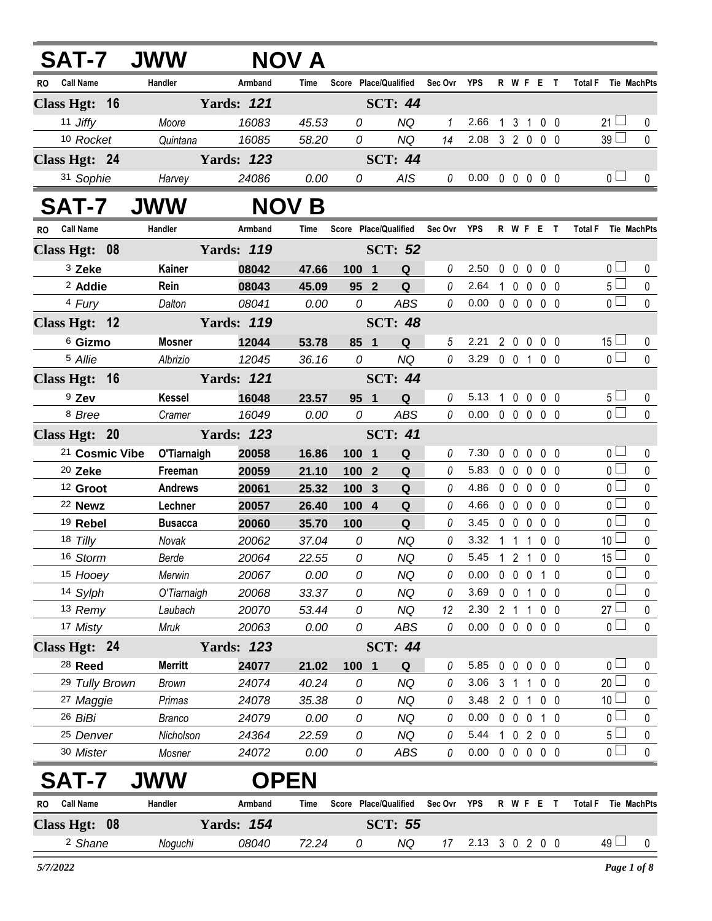## SAT-7 JWW NOV A

| RO | Call Name | Handler | Armband | Time | Score | Place/Qualified | Sec Ovr | YPS | R | W | F | E | T | Total F | Tie | MachPts |
|---|---|---|---|---|---|---|---|---|---|---|---|---|---|---|---|---|
| **Class Hgt: 16** | | **Yards: 121** | | | | **SCT: 44** | | | | | | | | | | |
| 11 | *Jiffy* | *Moore* | *16083* | *45.53* | *0* | *NQ* | *1* | 2.66 | 1 | 3 | 1 | 0 | 0 | 21 | ☐ | 0 |
| 10 | *Rocket* | *Quintana* | *16085* | *58.20* | *0* | *NQ* | *14* | 2.08 | 3 | 2 | 0 | 0 | 0 | 39 | ☐ | 0 |
| **Class Hgt: 24** | | **Yards: 123** | | | | **SCT: 44** | | | | | | | | | | |
| 31 | *Sophie* | *Harvey* | *24086* | *0.00* | *0* | *AIS* | *0* | 0.00 | 0 | 0 | 0 | 0 | 0 | 0 | ☐ | 0 |

## SAT-7 JWW NOV B

| RO | Call Name | Handler | Armband | Time | Score | Place/Qualified | Sec Ovr | YPS | R | W | F | E | T | Total F | Tie | MachPts |
|---|---|---|---|---|---|---|---|---|---|---|---|---|---|---|---|---|
| **Class Hgt: 08** | | **Yards: 119** | | | | **SCT: 52** | | | | | | | | | | |
| 3 | **Zeke** | **Kainer** | **08042** | **47.66** | **100 1** | **Q** | *0* | 2.50 | 0 | 0 | 0 | 0 | 0 | 0 | ☐ | 0 |
| 2 | **Addie** | **Rein** | **08043** | **45.09** | **95 2** | **Q** | *0* | 2.64 | 1 | 0 | 0 | 0 | 0 | 5 | ☐ | 0 |
| 4 | *Fury* | *Dalton* | *08041* | *0.00* | *0* | *ABS* | *0* | 0.00 | 0 | 0 | 0 | 0 | 0 | 0 | ☐ | 0 |
| **Class Hgt: 12** | | **Yards: 119** | | | | **SCT: 48** | | | | | | | | | | |
| 6 | **Gizmo** | **Mosner** | **12044** | **53.78** | **85 1** | **Q** | *5* | 2.21 | 2 | 0 | 0 | 0 | 0 | 15 | ☐ | 0 |
| 5 | *Allie* | *Albrizio* | *12045* | *36.16* | *0* | *NQ* | *0* | 3.29 | 0 | 0 | 1 | 0 | 0 | 0 | ☐ | 0 |
| **Class Hgt: 16** | | **Yards: 121** | | | | **SCT: 44** | | | | | | | | | | |
| 9 | **Zev** | **Kessel** | **16048** | **23.57** | **95 1** | **Q** | *0* | 5.13 | 1 | 0 | 0 | 0 | 0 | 5 | ☐ | 0 |
| 8 | *Bree* | *Cramer* | *16049* | *0.00* | *0* | *ABS* | *0* | 0.00 | 0 | 0 | 0 | 0 | 0 | 0 | ☐ | 0 |
| **Class Hgt: 20** | | **Yards: 123** | | | | **SCT: 41** | | | | | | | | | | |
| 21 | **Cosmic Vibe** | **O'Tiarnaigh** | **20058** | **16.86** | **100 1** | **Q** | *0* | 7.30 | 0 | 0 | 0 | 0 | 0 | 0 | ☐ | 0 |
| 20 | **Zeke** | **Freeman** | **20059** | **21.10** | **100 2** | **Q** | *0* | 5.83 | 0 | 0 | 0 | 0 | 0 | 0 | ☐ | 0 |
| 12 | **Groot** | **Andrews** | **20061** | **25.32** | **100 3** | **Q** | *0* | 4.86 | 0 | 0 | 0 | 0 | 0 | 0 | ☐ | 0 |
| 22 | **Newz** | **Lechner** | **20057** | **26.40** | **100 4** | **Q** | *0* | 4.66 | 0 | 0 | 0 | 0 | 0 | 0 | ☐ | 0 |
| 19 | **Rebel** | **Busacca** | **20060** | **35.70** | **100** | **Q** | *0* | 3.45 | 0 | 0 | 0 | 0 | 0 | 0 | ☐ | 0 |
| 18 | *Tilly* | *Novak* | *20062* | *37.04* | *0* | *NQ* | *0* | 3.32 | 1 | 1 | 1 | 0 | 0 | 10 | ☐ | 0 |
| 16 | *Storm* | *Berde* | *20064* | *22.55* | *0* | *NQ* | *0* | 5.45 | 1 | 2 | 1 | 0 | 0 | 15 | ☐ | 0 |
| 15 | *Hooey* | *Merwin* | *20067* | *0.00* | *0* | *NQ* | *0* | 0.00 | 0 | 0 | 0 | 1 | 0 | 0 | ☐ | 0 |
| 14 | *Sylph* | *O'Tiarnaigh* | *20068* | *33.37* | *0* | *NQ* | *0* | 3.69 | 0 | 0 | 1 | 0 | 0 | 0 | ☐ | 0 |
| 13 | *Remy* | *Laubach* | *20070* | *53.44* | *0* | *NQ* | *12* | 2.30 | 2 | 1 | 1 | 0 | 0 | 27 | ☐ | 0 |
| 17 | *Misty* | *Mruk* | *20063* | *0.00* | *0* | *ABS* | *0* | 0.00 | 0 | 0 | 0 | 0 | 0 | 0 | ☐ | 0 |
| **Class Hgt: 24** | | **Yards: 123** | | | | **SCT: 44** | | | | | | | | | | |
| 28 | **Reed** | **Merritt** | **24077** | **21.02** | **100 1** | **Q** | *0* | 5.85 | 0 | 0 | 0 | 0 | 0 | 0 | ☐ | 0 |
| 29 | *Tully Brown* | *Brown* | *24074* | *40.24* | *0* | *NQ* | *0* | 3.06 | 3 | 1 | 1 | 0 | 0 | 20 | ☐ | 0 |
| 27 | *Maggie* | *Primas* | *24078* | *35.38* | *0* | *NQ* | *0* | 3.48 | 2 | 0 | 1 | 0 | 0 | 10 | ☐ | 0 |
| 26 | *BiBi* | *Branco* | *24079* | *0.00* | *0* | *NQ* | *0* | 0.00 | 0 | 0 | 0 | 1 | 0 | 0 | ☐ | 0 |
| 25 | *Denver* | *Nicholson* | *24364* | *22.59* | *0* | *NQ* | *0* | 5.44 | 1 | 0 | 2 | 0 | 0 | 5 | ☐ | 0 |
| 30 | *Mister* | *Mosner* | *24072* | *0.00* | *0* | *ABS* | *0* | 0.00 | 0 | 0 | 0 | 0 | 0 | 0 | ☐ | 0 |

## SAT-7 JWW OPEN

| RO | Call Name | Handler | Armband | Time | Score | Place/Qualified | Sec Ovr | YPS | R | W | F | E | T | Total F | Tie | MachPts |
|---|---|---|---|---|---|---|---|---|---|---|---|---|---|---|---|---|
| **Class Hgt: 08** | | **Yards: 154** | | | | **SCT: 55** | | | | | | | | | | |
| 2 | *Shane* | *Noguchi* | *08040* | *72.24* | *0* | *NQ* | *17* | 2.13 | 3 | 0 | 2 | 0 | 0 | 49 | ☐ | 0 |

*5/7/2022*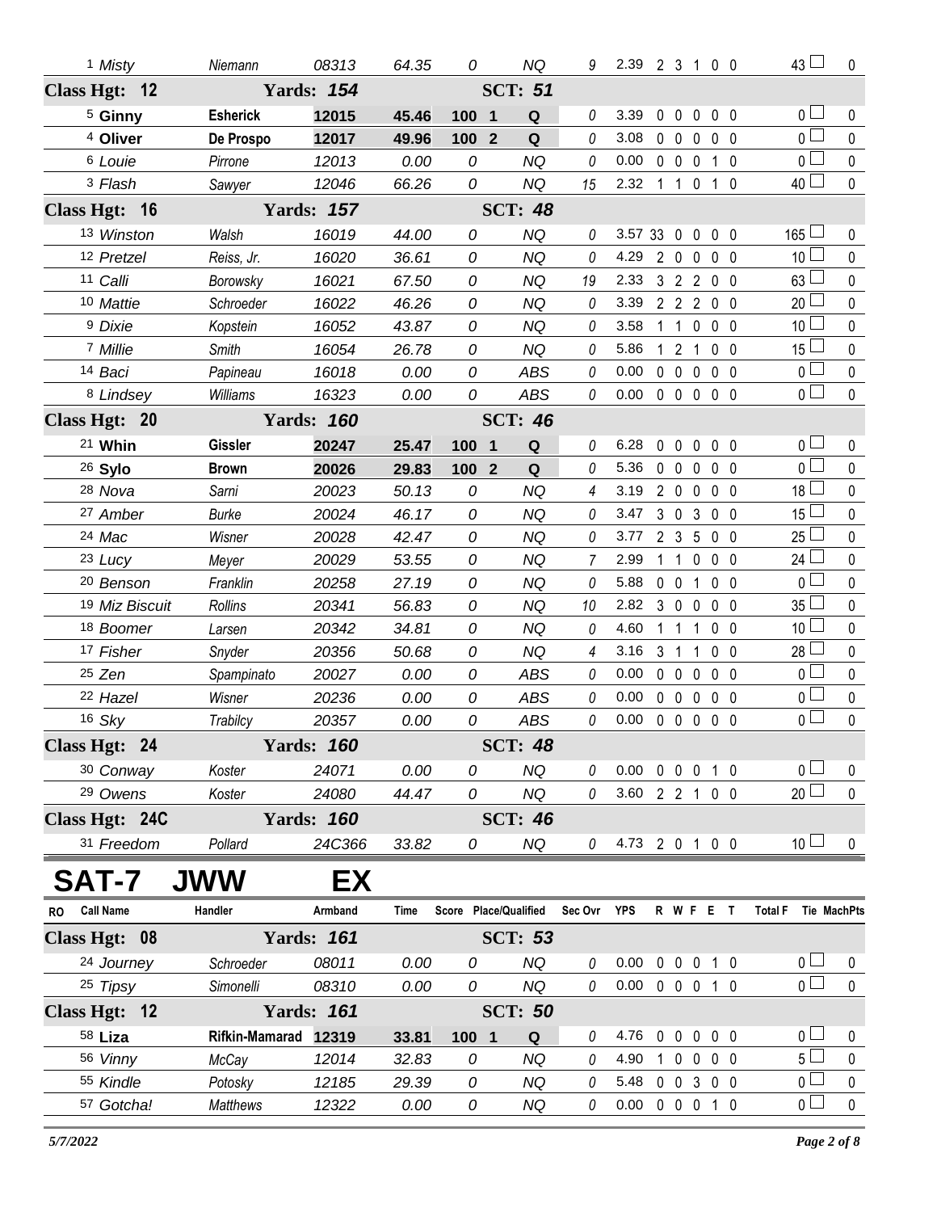| RO | Call Name | Handler | Armband | Time | Score | Place/Qualified | Sec Ovr | YPS | R | W | F | E | T | Total F | Tie | MachPts |
|---|---|---|---|---|---|---|---|---|---|---|---|---|---|---|---|---|
| 1 | Misty | Niemann | 08313 | 64.35 | 0 | NQ | 9 | 2.39 | 2 | 3 | 1 | 0 | 0 | 43 | | 0 |
| **Class Hgt: 12** | | **Yards: 154** | | | | **SCT: 51** | | | | | | | | | | |
| 5 | **Ginny** | **Esherick** | **12015** | **45.46** | **100** | **1 Q** | 0 | 3.39 | 0 | 0 | 0 | 0 | 0 | 0 | | 0 |
| 4 | **Oliver** | **De Prospo** | **12017** | **49.96** | **100** | **2 Q** | 0 | 3.08 | 0 | 0 | 0 | 0 | 0 | 0 | | 0 |
| 6 | Louie | Pirrone | 12013 | 0.00 | 0 | NQ | 0 | 0.00 | 0 | 0 | 0 | 1 | 0 | 0 | | 0 |
| 3 | Flash | Sawyer | 12046 | 66.26 | 0 | NQ | 15 | 2.32 | 1 | 1 | 0 | 1 | 0 | 40 | | 0 |
| **Class Hgt: 16** | | **Yards: 157** | | | | **SCT: 48** | | | | | | | | | | |
| 13 | Winston | Walsh | 16019 | 44.00 | 0 | NQ | 0 | 3.57 | 33 | 0 | 0 | 0 | 0 | 165 | | 0 |
| 12 | Pretzel | Reiss, Jr. | 16020 | 36.61 | 0 | NQ | 0 | 4.29 | 2 | 0 | 0 | 0 | 0 | 10 | | 0 |
| 11 | Calli | Borowsky | 16021 | 67.50 | 0 | NQ | 19 | 2.33 | 3 | 2 | 2 | 0 | 0 | 63 | | 0 |
| 10 | Mattie | Schroeder | 16022 | 46.26 | 0 | NQ | 0 | 3.39 | 2 | 2 | 2 | 0 | 0 | 20 | | 0 |
| 9 | Dixie | Kopstein | 16052 | 43.87 | 0 | NQ | 0 | 3.58 | 1 | 1 | 0 | 0 | 0 | 10 | | 0 |
| 7 | Millie | Smith | 16054 | 26.78 | 0 | NQ | 0 | 5.86 | 1 | 2 | 1 | 0 | 0 | 15 | | 0 |
| 14 | Baci | Papineau | 16018 | 0.00 | 0 | ABS | 0 | 0.00 | 0 | 0 | 0 | 0 | 0 | 0 | | 0 |
| 8 | Lindsey | Williams | 16323 | 0.00 | 0 | ABS | 0 | 0.00 | 0 | 0 | 0 | 0 | 0 | 0 | | 0 |
| **Class Hgt: 20** | | **Yards: 160** | | | | **SCT: 46** | | | | | | | | | | |
| 21 | **Whin** | **Gissler** | **20247** | **25.47** | **100** | **1 Q** | 0 | 6.28 | 0 | 0 | 0 | 0 | 0 | 0 | | 0 |
| 26 | **Sylo** | **Brown** | **20026** | **29.83** | **100** | **2 Q** | 0 | 5.36 | 0 | 0 | 0 | 0 | 0 | 0 | | 0 |
| 28 | Nova | Sarni | 20023 | 50.13 | 0 | NQ | 4 | 3.19 | 2 | 0 | 0 | 0 | 0 | 18 | | 0 |
| 27 | Amber | Burke | 20024 | 46.17 | 0 | NQ | 0 | 3.47 | 3 | 0 | 3 | 0 | 0 | 15 | | 0 |
| 24 | Mac | Wisner | 20028 | 42.47 | 0 | NQ | 0 | 3.77 | 2 | 3 | 5 | 0 | 0 | 25 | | 0 |
| 23 | Lucy | Meyer | 20029 | 53.55 | 0 | NQ | 7 | 2.99 | 1 | 1 | 0 | 0 | 0 | 24 | | 0 |
| 20 | Benson | Franklin | 20258 | 27.19 | 0 | NQ | 0 | 5.88 | 0 | 0 | 1 | 0 | 0 | 0 | | 0 |
| 19 | Miz Biscuit | Rollins | 20341 | 56.83 | 0 | NQ | 10 | 2.82 | 3 | 0 | 0 | 0 | 0 | 35 | | 0 |
| 18 | Boomer | Larsen | 20342 | 34.81 | 0 | NQ | 0 | 4.60 | 1 | 1 | 1 | 0 | 0 | 10 | | 0 |
| 17 | Fisher | Snyder | 20356 | 50.68 | 0 | NQ | 4 | 3.16 | 3 | 1 | 1 | 0 | 0 | 28 | | 0 |
| 25 | Zen | Spampinato | 20027 | 0.00 | 0 | ABS | 0 | 0.00 | 0 | 0 | 0 | 0 | 0 | 0 | | 0 |
| 22 | Hazel | Wisner | 20236 | 0.00 | 0 | ABS | 0 | 0.00 | 0 | 0 | 0 | 0 | 0 | 0 | | 0 |
| 16 | Sky | Trabilcy | 20357 | 0.00 | 0 | ABS | 0 | 0.00 | 0 | 0 | 0 | 0 | 0 | 0 | | 0 |
| **Class Hgt: 24** | | **Yards: 160** | | | | **SCT: 48** | | | | | | | | | | |
| 30 | Conway | Koster | 24071 | 0.00 | 0 | NQ | 0 | 0.00 | 0 | 0 | 0 | 1 | 0 | 0 | | 0 |
| 29 | Owens | Koster | 24080 | 44.47 | 0 | NQ | 0 | 3.60 | 2 | 2 | 1 | 0 | 0 | 20 | | 0 |
| **Class Hgt: 24C** | | **Yards: 160** | | | | **SCT: 46** | | | | | | | | | | |
| 31 | Freedom | Pollard | 24C366 | 33.82 | 0 | NQ | 0 | 4.73 | 2 | 0 | 1 | 0 | 0 | 10 | | 0 |

# SAT-7 JWW EX

| RO | Call Name | Handler | Armband | Time | Score | Place/Qualified | Sec Ovr | YPS | R | W | F | E | T | Total F | Tie | MachPts |
|---|---|---|---|---|---|---|---|---|---|---|---|---|---|---|---|---|
| **Class Hgt: 08** | | **Yards: 161** | | | | **SCT: 53** | | | | | | | | | | |
| 24 | Journey | Schroeder | 08011 | 0.00 | 0 | NQ | 0 | 0.00 | 0 | 0 | 0 | 1 | 0 | 0 | | 0 |
| 25 | Tipsy | Simonelli | 08310 | 0.00 | 0 | NQ | 0 | 0.00 | 0 | 0 | 0 | 1 | 0 | 0 | | 0 |
| **Class Hgt: 12** | | **Yards: 161** | | | | **SCT: 50** | | | | | | | | | | |
| 58 | **Liza** | **Rifkin-Mamarad** | **12319** | **33.81** | **100** | **1 Q** | 0 | 4.76 | 0 | 0 | 0 | 0 | 0 | 0 | | 0 |
| 56 | Vinny | McCay | 12014 | 32.83 | 0 | NQ | 0 | 4.90 | 1 | 0 | 0 | 0 | 0 | 5 | | 0 |
| 55 | Kindle | Potosky | 12185 | 29.39 | 0 | NQ | 0 | 5.48 | 0 | 0 | 3 | 0 | 0 | 0 | | 0 |
| 57 | Gotcha! | Matthews | 12322 | 0.00 | 0 | NQ | 0 | 0.00 | 0 | 0 | 0 | 1 | 0 | 0 | | 0 |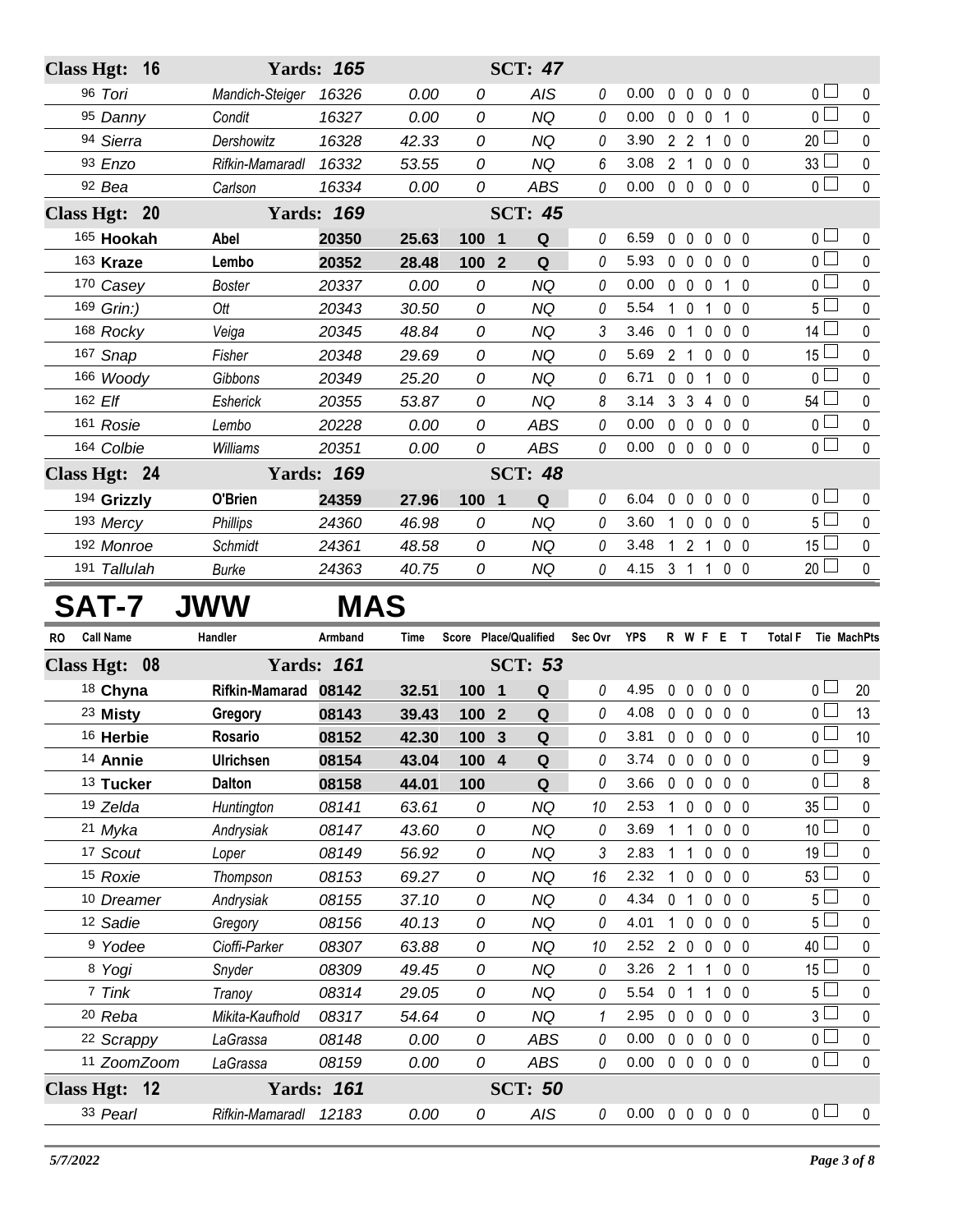| RO | Call Name | Handler | Armband | Time | Score | Place/Qualified | | Sec Ovr | YPS | R | W | F | E | T | Total F | Tie | MachPts |
|---|---|---|---|---|---|---|---|---|---|---|---|---|---|---|---|---|---|
| **Class Hgt: 16** | | **Yards: 165** | | | | **SCT: 47** | | | | | | | | | | | |
| 96 | Tori | Mandich-Steiger | 16326 | 0.00 | 0 | | AIS | 0 | 0.00 | 0 | 0 | 0 | 0 | 0 | 0 | | 0 |
| 95 | Danny | Condit | 16327 | 0.00 | 0 | | NQ | 0 | 0.00 | 0 | 0 | 0 | 1 | 0 | 0 | | 0 |
| 94 | Sierra | Dershowitz | 16328 | 42.33 | 0 | | NQ | 0 | 3.90 | 2 | 2 | 1 | 0 | 0 | 20 | | 0 |
| 93 | Enzo | Rifkin-Mamaradl | 16332 | 53.55 | 0 | | NQ | 6 | 3.08 | 2 | 1 | 0 | 0 | 0 | 33 | | 0 |
| 92 | Bea | Carlson | 16334 | 0.00 | 0 | | ABS | 0 | 0.00 | 0 | 0 | 0 | 0 | 0 | 0 | | 0 |
| **Class Hgt: 20** | | **Yards: 169** | | | | **SCT: 45** | | | | | | | | | | | |
| 165 | **Hookah** | **Abel** | **20350** | **25.63** | **100** | **1** | **Q** | 0 | 6.59 | 0 | 0 | 0 | 0 | 0 | 0 | | 0 |
| 163 | **Kraze** | **Lembo** | **20352** | **28.48** | **100** | **2** | **Q** | 0 | 5.93 | 0 | 0 | 0 | 0 | 0 | 0 | | 0 |
| 170 | Casey | Boster | 20337 | 0.00 | 0 | | NQ | 0 | 0.00 | 0 | 0 | 0 | 1 | 0 | 0 | | 0 |
| 169 | Grin:) | Ott | 20343 | 30.50 | 0 | | NQ | 0 | 5.54 | 1 | 0 | 1 | 0 | 0 | 5 | | 0 |
| 168 | Rocky | Veiga | 20345 | 48.84 | 0 | | NQ | 3 | 3.46 | 0 | 1 | 0 | 0 | 0 | 14 | | 0 |
| 167 | Snap | Fisher | 20348 | 29.69 | 0 | | NQ | 0 | 5.69 | 2 | 1 | 0 | 0 | 0 | 15 | | 0 |
| 166 | Woody | Gibbons | 20349 | 25.20 | 0 | | NQ | 0 | 6.71 | 0 | 0 | 1 | 0 | 0 | 0 | | 0 |
| 162 | Elf | Esherick | 20355 | 53.87 | 0 | | NQ | 8 | 3.14 | 3 | 3 | 4 | 0 | 0 | 54 | | 0 |
| 161 | Rosie | Lembo | 20228 | 0.00 | 0 | | ABS | 0 | 0.00 | 0 | 0 | 0 | 0 | 0 | 0 | | 0 |
| 164 | Colbie | Williams | 20351 | 0.00 | 0 | | ABS | 0 | 0.00 | 0 | 0 | 0 | 0 | 0 | 0 | | 0 |
| **Class Hgt: 24** | | **Yards: 169** | | | | **SCT: 48** | | | | | | | | | | | |
| 194 | **Grizzly** | **O'Brien** | **24359** | **27.96** | **100** | **1** | **Q** | 0 | 6.04 | 0 | 0 | 0 | 0 | 0 | 0 | | 0 |
| 193 | Mercy | Phillips | 24360 | 46.98 | 0 | | NQ | 0 | 3.60 | 1 | 0 | 0 | 0 | 0 | 5 | | 0 |
| 192 | Monroe | Schmidt | 24361 | 48.58 | 0 | | NQ | 0 | 3.48 | 1 | 2 | 1 | 0 | 0 | 15 | | 0 |
| 191 | Tallulah | Burke | 24363 | 40.75 | 0 | | NQ | 0 | 4.15 | 3 | 1 | 1 | 0 | 0 | 20 | | 0 |

# SAT-7 JWW MAS

| RO | Call Name | Handler | Armband | Time | Score | Place/Qualified | | Sec Ovr | YPS | R | W | F | E | T | Total F | Tie | MachPts |
|---|---|---|---|---|---|---|---|---|---|---|---|---|---|---|---|---|---|
| **Class Hgt: 08** | | **Yards: 161** | | | | **SCT: 53** | | | | | | | | | | | |
| 18 | **Chyna** | **Rifkin-Mamarad** | **08142** | **32.51** | **100** | **1** | **Q** | 0 | 4.95 | 0 | 0 | 0 | 0 | 0 | 0 | | 20 |
| 23 | **Misty** | **Gregory** | **08143** | **39.43** | **100** | **2** | **Q** | 0 | 4.08 | 0 | 0 | 0 | 0 | 0 | 0 | | 13 |
| 16 | **Herbie** | **Rosario** | **08152** | **42.30** | **100** | **3** | **Q** | 0 | 3.81 | 0 | 0 | 0 | 0 | 0 | 0 | | 10 |
| 14 | **Annie** | **Ulrichsen** | **08154** | **43.04** | **100** | **4** | **Q** | 0 | 3.74 | 0 | 0 | 0 | 0 | 0 | 0 | | 9 |
| 13 | **Tucker** | **Dalton** | **08158** | **44.01** | **100** | | **Q** | 0 | 3.66 | 0 | 0 | 0 | 0 | 0 | 0 | | 8 |
| 19 | Zelda | Huntington | 08141 | 63.61 | 0 | | NQ | 10 | 2.53 | 1 | 0 | 0 | 0 | 0 | 35 | | 0 |
| 21 | Myka | Andrysiak | 08147 | 43.60 | 0 | | NQ | 0 | 3.69 | 1 | 1 | 0 | 0 | 0 | 10 | | 0 |
| 17 | Scout | Loper | 08149 | 56.92 | 0 | | NQ | 3 | 2.83 | 1 | 1 | 0 | 0 | 0 | 19 | | 0 |
| 15 | Roxie | Thompson | 08153 | 69.27 | 0 | | NQ | 16 | 2.32 | 1 | 0 | 0 | 0 | 0 | 53 | | 0 |
| 10 | Dreamer | Andrysiak | 08155 | 37.10 | 0 | | NQ | 0 | 4.34 | 0 | 1 | 0 | 0 | 0 | 5 | | 0 |
| 12 | Sadie | Gregory | 08156 | 40.13 | 0 | | NQ | 0 | 4.01 | 1 | 0 | 0 | 0 | 0 | 5 | | 0 |
| 9 | Yodee | Cioffi-Parker | 08307 | 63.88 | 0 | | NQ | 10 | 2.52 | 2 | 0 | 0 | 0 | 0 | 40 | | 0 |
| 8 | Yogi | Snyder | 08309 | 49.45 | 0 | | NQ | 0 | 3.26 | 2 | 1 | 1 | 0 | 0 | 15 | | 0 |
| 7 | Tink | Tranoy | 08314 | 29.05 | 0 | | NQ | 0 | 5.54 | 0 | 1 | 1 | 0 | 0 | 5 | | 0 |
| 20 | Reba | Mikita-Kaufhold | 08317 | 54.64 | 0 | | NQ | 1 | 2.95 | 0 | 0 | 0 | 0 | 0 | 3 | | 0 |
| 22 | Scrappy | LaGrassa | 08148 | 0.00 | 0 | | ABS | 0 | 0.00 | 0 | 0 | 0 | 0 | 0 | 0 | | 0 |
| 11 | ZoomZoom | LaGrassa | 08159 | 0.00 | 0 | | ABS | 0 | 0.00 | 0 | 0 | 0 | 0 | 0 | 0 | | 0 |
| **Class Hgt: 12** | | **Yards: 161** | | | | **SCT: 50** | | | | | | | | | | | |
| 33 | Pearl | Rifkin-Mamaradl | 12183 | 0.00 | 0 | | AIS | 0 | 0.00 | 0 | 0 | 0 | 0 | 0 | 0 | | 0 |

5/7/2022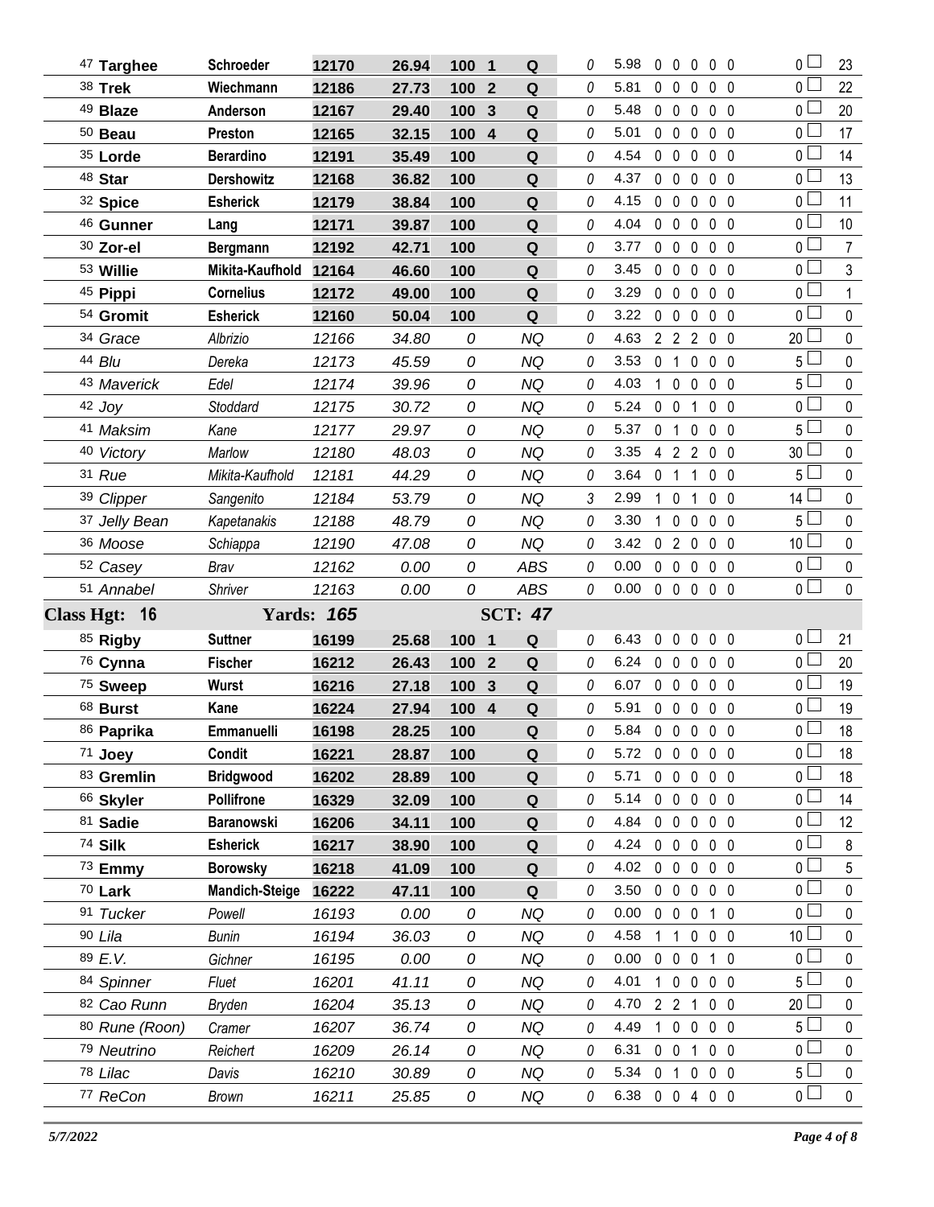| # | Dog | Handler | Armband | Time | Score | Place | Result | | YPS | | | | | | Faults | Pts |
|---|---|---|---|---|---|---|---|---|---|---|---|---|---|---|---|---|
| 47 | **Targhee** | **Schroeder** | **12170** | **26.94** | **100** | **1** | **Q** | 0 | 5.98 | 0 | 0 | 0 | 0 | 0 | 0 | 23 |
| 38 | **Trek** | **Wiechmann** | **12186** | **27.73** | **100** | **2** | **Q** | 0 | 5.81 | 0 | 0 | 0 | 0 | 0 | 0 | 22 |
| 49 | **Blaze** | **Anderson** | **12167** | **29.40** | **100** | **3** | **Q** | 0 | 5.48 | 0 | 0 | 0 | 0 | 0 | 0 | 20 |
| 50 | **Beau** | **Preston** | **12165** | **32.15** | **100** | **4** | **Q** | 0 | 5.01 | 0 | 0 | 0 | 0 | 0 | 0 | 17 |
| 35 | **Lorde** | **Berardino** | **12191** | **35.49** | **100** | | **Q** | 0 | 4.54 | 0 | 0 | 0 | 0 | 0 | 0 | 14 |
| 48 | **Star** | **Dershowitz** | **12168** | **36.82** | **100** | | **Q** | 0 | 4.37 | 0 | 0 | 0 | 0 | 0 | 0 | 13 |
| 32 | **Spice** | **Esherick** | **12179** | **38.84** | **100** | | **Q** | 0 | 4.15 | 0 | 0 | 0 | 0 | 0 | 0 | 11 |
| 46 | **Gunner** | **Lang** | **12171** | **39.87** | **100** | | **Q** | 0 | 4.04 | 0 | 0 | 0 | 0 | 0 | 0 | 10 |
| 30 | **Zor-el** | **Bergmann** | **12192** | **42.71** | **100** | | **Q** | 0 | 3.77 | 0 | 0 | 0 | 0 | 0 | 0 | 7 |
| 53 | **Willie** | **Mikita-Kaufhold** | **12164** | **46.60** | **100** | | **Q** | 0 | 3.45 | 0 | 0 | 0 | 0 | 0 | 0 | 3 |
| 45 | **Pippi** | **Cornelius** | **12172** | **49.00** | **100** | | **Q** | 0 | 3.29 | 0 | 0 | 0 | 0 | 0 | 0 | 1 |
| 54 | **Gromit** | **Esherick** | **12160** | **50.04** | **100** | | **Q** | 0 | 3.22 | 0 | 0 | 0 | 0 | 0 | 0 | 0 |
| 34 | *Grace* | *Albrizio* | *12166* | *34.80* | *0* | | *NQ* | 0 | 4.63 | 2 | 2 | 2 | 0 | 0 | 20 | 0 |
| 44 | *Blu* | *Dereka* | *12173* | *45.59* | *0* | | *NQ* | 0 | 3.53 | 0 | 1 | 0 | 0 | 0 | 5 | 0 |
| 43 | *Maverick* | *Edel* | *12174* | *39.96* | *0* | | *NQ* | 0 | 4.03 | 1 | 0 | 0 | 0 | 0 | 5 | 0 |
| 42 | *Joy* | *Stoddard* | *12175* | *30.72* | *0* | | *NQ* | 0 | 5.24 | 0 | 0 | 1 | 0 | 0 | 0 | 0 |
| 41 | *Maksim* | *Kane* | *12177* | *29.97* | *0* | | *NQ* | 0 | 5.37 | 0 | 1 | 0 | 0 | 0 | 5 | 0 |
| 40 | *Victory* | *Marlow* | *12180* | *48.03* | *0* | | *NQ* | 0 | 3.35 | 4 | 2 | 2 | 0 | 0 | 30 | 0 |
| 31 | *Rue* | *Mikita-Kaufhold* | *12181* | *44.29* | *0* | | *NQ* | 0 | 3.64 | 0 | 1 | 1 | 0 | 0 | 5 | 0 |
| 39 | *Clipper* | *Sangenito* | *12184* | *53.79* | *0* | | *NQ* | 3 | 2.99 | 1 | 0 | 1 | 0 | 0 | 14 | 0 |
| 37 | *Jelly Bean* | *Kapetanakis* | *12188* | *48.79* | *0* | | *NQ* | 0 | 3.30 | 1 | 0 | 0 | 0 | 0 | 5 | 0 |
| 36 | *Moose* | *Schiappa* | *12190* | *47.08* | *0* | | *NQ* | 0 | 3.42 | 0 | 2 | 0 | 0 | 0 | 10 | 0 |
| 52 | *Casey* | *Brav* | *12162* | *0.00* | *0* | | *ABS* | 0 | 0.00 | 0 | 0 | 0 | 0 | 0 | 0 | 0 |
| 51 | *Annabel* | *Shriver* | *12163* | *0.00* | *0* | | *ABS* | 0 | 0.00 | 0 | 0 | 0 | 0 | 0 | 0 | 0 |

**Class Hgt: 16 Yards: 165 SCT: 47**

| # | Dog | Handler | Armband | Time | Score | Place | Result | | YPS | | | | | | Faults | Pts |
|---|---|---|---|---|---|---|---|---|---|---|---|---|---|---|---|---|
| 85 | **Rigby** | **Suttner** | **16199** | **25.68** | **100** | **1** | **Q** | 0 | 6.43 | 0 | 0 | 0 | 0 | 0 | 0 | 21 |
| 76 | **Cynna** | **Fischer** | **16212** | **26.43** | **100** | **2** | **Q** | 0 | 6.24 | 0 | 0 | 0 | 0 | 0 | 0 | 20 |
| 75 | **Sweep** | **Wurst** | **16216** | **27.18** | **100** | **3** | **Q** | 0 | 6.07 | 0 | 0 | 0 | 0 | 0 | 0 | 19 |
| 68 | **Burst** | **Kane** | **16224** | **27.94** | **100** | **4** | **Q** | 0 | 5.91 | 0 | 0 | 0 | 0 | 0 | 0 | 19 |
| 86 | **Paprika** | **Emmanuelli** | **16198** | **28.25** | **100** | | **Q** | 0 | 5.84 | 0 | 0 | 0 | 0 | 0 | 0 | 18 |
| 71 | **Joey** | **Condit** | **16221** | **28.87** | **100** | | **Q** | 0 | 5.72 | 0 | 0 | 0 | 0 | 0 | 0 | 18 |
| 83 | **Gremlin** | **Bridgwood** | **16202** | **28.89** | **100** | | **Q** | 0 | 5.71 | 0 | 0 | 0 | 0 | 0 | 0 | 18 |
| 66 | **Skyler** | **Pollifrone** | **16329** | **32.09** | **100** | | **Q** | 0 | 5.14 | 0 | 0 | 0 | 0 | 0 | 0 | 14 |
| 81 | **Sadie** | **Baranowski** | **16206** | **34.11** | **100** | | **Q** | 0 | 4.84 | 0 | 0 | 0 | 0 | 0 | 0 | 12 |
| 74 | **Silk** | **Esherick** | **16217** | **38.90** | **100** | | **Q** | 0 | 4.24 | 0 | 0 | 0 | 0 | 0 | 0 | 8 |
| 73 | **Emmy** | **Borowsky** | **16218** | **41.09** | **100** | | **Q** | 0 | 4.02 | 0 | 0 | 0 | 0 | 0 | 0 | 5 |
| 70 | **Lark** | **Mandich-Steige** | **16222** | **47.11** | **100** | | **Q** | 0 | 3.50 | 0 | 0 | 0 | 0 | 0 | 0 | 0 |
| 91 | *Tucker* | *Powell* | *16193* | *0.00* | *0* | | *NQ* | 0 | 0.00 | 0 | 0 | 0 | 1 | 0 | 0 | 0 |
| 90 | *Lila* | *Bunin* | *16194* | *36.03* | *0* | | *NQ* | 0 | 4.58 | 1 | 1 | 0 | 0 | 0 | 10 | 0 |
| 89 | *E.V.* | *Gichner* | *16195* | *0.00* | *0* | | *NQ* | 0 | 0.00 | 0 | 0 | 0 | 1 | 0 | 0 | 0 |
| 84 | *Spinner* | *Fluet* | *16201* | *41.11* | *0* | | *NQ* | 0 | 4.01 | 1 | 0 | 0 | 0 | 0 | 5 | 0 |
| 82 | *Cao Runn* | *Bryden* | *16204* | *35.13* | *0* | | *NQ* | 0 | 4.70 | 2 | 2 | 1 | 0 | 0 | 20 | 0 |
| 80 | *Rune (Roon)* | *Cramer* | *16207* | *36.74* | *0* | | *NQ* | 0 | 4.49 | 1 | 0 | 0 | 0 | 0 | 5 | 0 |
| 79 | *Neutrino* | *Reichert* | *16209* | *26.14* | *0* | | *NQ* | 0 | 6.31 | 0 | 0 | 1 | 0 | 0 | 0 | 0 |
| 78 | *Lilac* | *Davis* | *16210* | *30.89* | *0* | | *NQ* | 0 | 5.34 | 0 | 1 | 0 | 0 | 0 | 5 | 0 |
| 77 | *ReCon* | *Brown* | *16211* | *25.85* | *0* | | *NQ* | 0 | 6.38 | 0 | 0 | 4 | 0 | 0 | 0 | 0 |

*5/7/2022*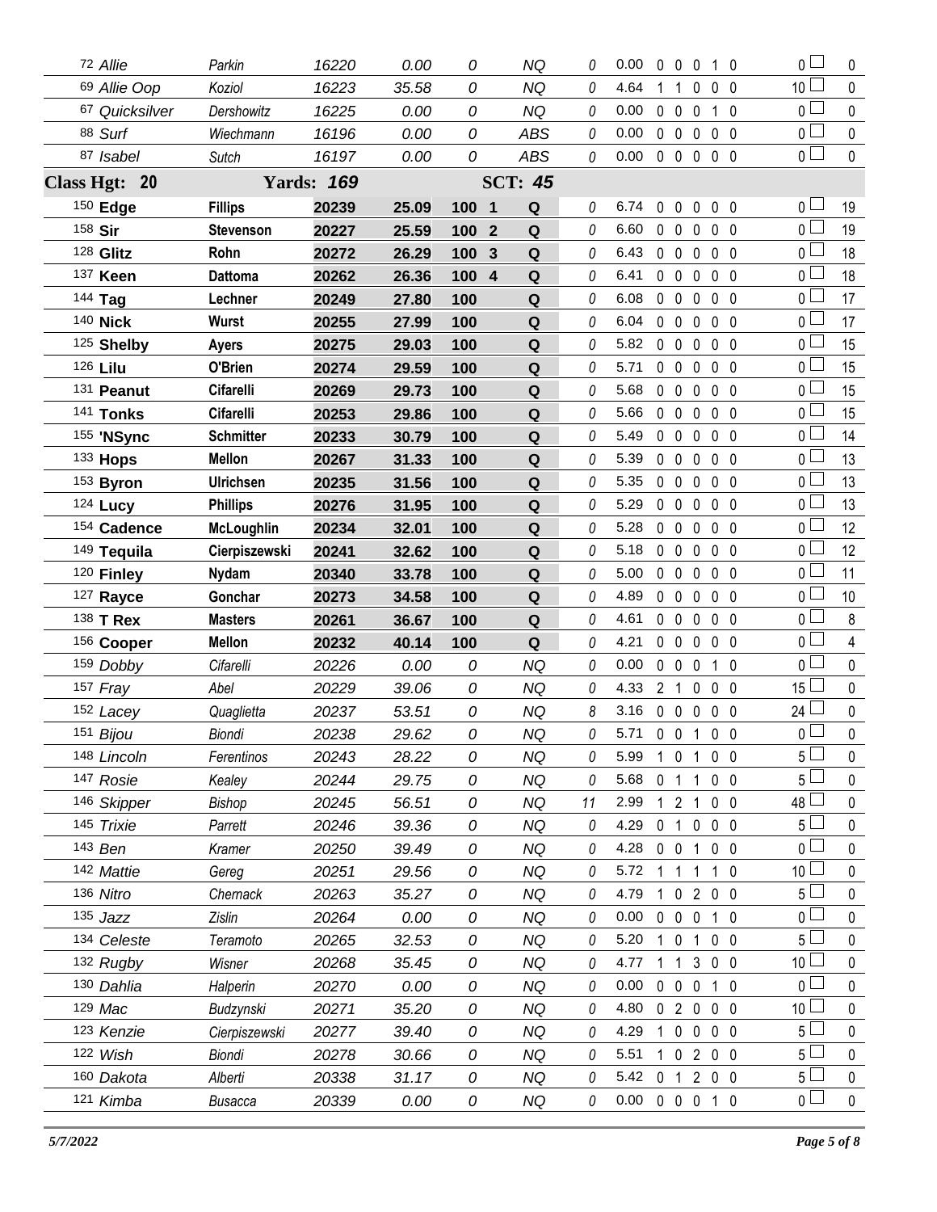| # | Dog | Handler | Armband | Time | Score | Place | Q | Time Flt | YPS | R | F | W | E | T | Total Flt | Checkbox | Pts |
|---|---|---|---|---|---|---|---|---|---|---|---|---|---|---|---|---|---|
| 72 | *Allie* | *Parkin* | *16220* | *0.00* | *0* | | *NQ* | 0 | 0.00 | 0 | 0 | 0 | 1 | 0 | 0 | ☐ | 0 |
| 69 | *Allie Oop* | *Koziol* | *16223* | *35.58* | *0* | | *NQ* | 0 | 4.64 | 1 | 1 | 0 | 0 | 0 | 10 | ☐ | 0 |
| 67 | *Quicksilver* | *Dershowitz* | *16225* | *0.00* | *0* | | *NQ* | 0 | 0.00 | 0 | 0 | 0 | 1 | 0 | 0 | ☐ | 0 |
| 88 | *Surf* | *Wiechmann* | *16196* | *0.00* | *0* | | *ABS* | 0 | 0.00 | 0 | 0 | 0 | 0 | 0 | 0 | ☐ | 0 |
| 87 | *Isabel* | *Sutch* | *16197* | *0.00* | *0* | | *ABS* | 0 | 0.00 | 0 | 0 | 0 | 0 | 0 | 0 | ☐ | 0 |
| **Class Hgt: 20** | | **Yards: *169*** | | | | **SCT: *45*** | | | | | | | | | | | |
| 150 | **Edge** | **Fillips** | **20239** | **25.09** | **100** | **1** | **Q** | 0 | 6.74 | 0 | 0 | 0 | 0 | 0 | 0 | ☐ | 19 |
| 158 | **Sir** | **Stevenson** | **20227** | **25.59** | **100** | **2** | **Q** | 0 | 6.60 | 0 | 0 | 0 | 0 | 0 | 0 | ☐ | 19 |
| 128 | **Glitz** | **Rohn** | **20272** | **26.29** | **100** | **3** | **Q** | 0 | 6.43 | 0 | 0 | 0 | 0 | 0 | 0 | ☐ | 18 |
| 137 | **Keen** | **Dattoma** | **20262** | **26.36** | **100** | **4** | **Q** | 0 | 6.41 | 0 | 0 | 0 | 0 | 0 | 0 | ☐ | 18 |
| 144 | **Tag** | **Lechner** | **20249** | **27.80** | **100** | | **Q** | 0 | 6.08 | 0 | 0 | 0 | 0 | 0 | 0 | ☐ | 17 |
| 140 | **Nick** | **Wurst** | **20255** | **27.99** | **100** | | **Q** | 0 | 6.04 | 0 | 0 | 0 | 0 | 0 | 0 | ☐ | 17 |
| 125 | **Shelby** | **Ayers** | **20275** | **29.03** | **100** | | **Q** | 0 | 5.82 | 0 | 0 | 0 | 0 | 0 | 0 | ☐ | 15 |
| 126 | **Lilu** | **O'Brien** | **20274** | **29.59** | **100** | | **Q** | 0 | 5.71 | 0 | 0 | 0 | 0 | 0 | 0 | ☐ | 15 |
| 131 | **Peanut** | **Cifarelli** | **20269** | **29.73** | **100** | | **Q** | 0 | 5.68 | 0 | 0 | 0 | 0 | 0 | 0 | ☐ | 15 |
| 141 | **Tonks** | **Cifarelli** | **20253** | **29.86** | **100** | | **Q** | 0 | 5.66 | 0 | 0 | 0 | 0 | 0 | 0 | ☐ | 15 |
| 155 | **'NSync** | **Schmitter** | **20233** | **30.79** | **100** | | **Q** | 0 | 5.49 | 0 | 0 | 0 | 0 | 0 | 0 | ☐ | 14 |
| 133 | **Hops** | **Mellon** | **20267** | **31.33** | **100** | | **Q** | 0 | 5.39 | 0 | 0 | 0 | 0 | 0 | 0 | ☐ | 13 |
| 153 | **Byron** | **Ulrichsen** | **20235** | **31.56** | **100** | | **Q** | 0 | 5.35 | 0 | 0 | 0 | 0 | 0 | 0 | ☐ | 13 |
| 124 | **Lucy** | **Phillips** | **20276** | **31.95** | **100** | | **Q** | 0 | 5.29 | 0 | 0 | 0 | 0 | 0 | 0 | ☐ | 13 |
| 154 | **Cadence** | **McLoughlin** | **20234** | **32.01** | **100** | | **Q** | 0 | 5.28 | 0 | 0 | 0 | 0 | 0 | 0 | ☐ | 12 |
| 149 | **Tequila** | **Cierpiszewski** | **20241** | **32.62** | **100** | | **Q** | 0 | 5.18 | 0 | 0 | 0 | 0 | 0 | 0 | ☐ | 12 |
| 120 | **Finley** | **Nydam** | **20340** | **33.78** | **100** | | **Q** | 0 | 5.00 | 0 | 0 | 0 | 0 | 0 | 0 | ☐ | 11 |
| 127 | **Rayce** | **Gonchar** | **20273** | **34.58** | **100** | | **Q** | 0 | 4.89 | 0 | 0 | 0 | 0 | 0 | 0 | ☐ | 10 |
| 138 | **T Rex** | **Masters** | **20261** | **36.67** | **100** | | **Q** | 0 | 4.61 | 0 | 0 | 0 | 0 | 0 | 0 | ☐ | 8 |
| 156 | **Cooper** | **Mellon** | **20232** | **40.14** | **100** | | **Q** | 0 | 4.21 | 0 | 0 | 0 | 0 | 0 | 0 | ☐ | 4 |
| 159 | *Dobby* | *Cifarelli* | *20226* | *0.00* | *0* | | *NQ* | 0 | 0.00 | 0 | 0 | 0 | 1 | 0 | 0 | ☐ | 0 |
| 157 | *Fray* | *Abel* | *20229* | *39.06* | *0* | | *NQ* | 0 | 4.33 | 2 | 1 | 0 | 0 | 0 | 15 | ☐ | 0 |
| 152 | *Lacey* | *Quaglietta* | *20237* | *53.51* | *0* | | *NQ* | 8 | 3.16 | 0 | 0 | 0 | 0 | 0 | 24 | ☐ | 0 |
| 151 | *Bijou* | *Biondi* | *20238* | *29.62* | *0* | | *NQ* | 0 | 5.71 | 0 | 0 | 1 | 0 | 0 | 0 | ☐ | 0 |
| 148 | *Lincoln* | *Ferentinos* | *20243* | *28.22* | *0* | | *NQ* | 0 | 5.99 | 1 | 0 | 1 | 0 | 0 | 5 | ☐ | 0 |
| 147 | *Rosie* | *Kealey* | *20244* | *29.75* | *0* | | *NQ* | 0 | 5.68 | 0 | 1 | 1 | 0 | 0 | 5 | ☐ | 0 |
| 146 | *Skipper* | *Bishop* | *20245* | *56.51* | *0* | | *NQ* | 11 | 2.99 | 1 | 2 | 1 | 0 | 0 | 48 | ☐ | 0 |
| 145 | *Trixie* | *Parrett* | *20246* | *39.36* | *0* | | *NQ* | 0 | 4.29 | 0 | 1 | 0 | 0 | 0 | 5 | ☐ | 0 |
| 143 | *Ben* | *Kramer* | *20250* | *39.49* | *0* | | *NQ* | 0 | 4.28 | 0 | 0 | 1 | 0 | 0 | 0 | ☐ | 0 |
| 142 | *Mattie* | *Gereg* | *20251* | *29.56* | *0* | | *NQ* | 0 | 5.72 | 1 | 1 | 1 | 1 | 0 | 10 | ☐ | 0 |
| 136 | *Nitro* | *Chernack* | *20263* | *35.27* | *0* | | *NQ* | 0 | 4.79 | 1 | 0 | 2 | 0 | 0 | 5 | ☐ | 0 |
| 135 | *Jazz* | *Zislin* | *20264* | *0.00* | *0* | | *NQ* | 0 | 0.00 | 0 | 0 | 0 | 1 | 0 | 0 | ☐ | 0 |
| 134 | *Celeste* | *Teramoto* | *20265* | *32.53* | *0* | | *NQ* | 0 | 5.20 | 1 | 0 | 1 | 0 | 0 | 5 | ☐ | 0 |
| 132 | *Rugby* | *Wisner* | *20268* | *35.45* | *0* | | *NQ* | 0 | 4.77 | 1 | 1 | 3 | 0 | 0 | 10 | ☐ | 0 |
| 130 | *Dahlia* | *Halperin* | *20270* | *0.00* | *0* | | *NQ* | 0 | 0.00 | 0 | 0 | 0 | 1 | 0 | 0 | ☐ | 0 |
| 129 | *Mac* | *Budzynski* | *20271* | *35.20* | *0* | | *NQ* | 0 | 4.80 | 0 | 2 | 0 | 0 | 0 | 10 | ☐ | 0 |
| 123 | *Kenzie* | *Cierpiszewski* | *20277* | *39.40* | *0* | | *NQ* | 0 | 4.29 | 1 | 0 | 0 | 0 | 0 | 5 | ☐ | 0 |
| 122 | *Wish* | *Biondi* | *20278* | *30.66* | *0* | | *NQ* | 0 | 5.51 | 1 | 0 | 2 | 0 | 0 | 5 | ☐ | 0 |
| 160 | *Dakota* | *Alberti* | *20338* | *31.17* | *0* | | *NQ* | 0 | 5.42 | 0 | 1 | 2 | 0 | 0 | 5 | ☐ | 0 |
| 121 | *Kimba* | *Busacca* | *20339* | *0.00* | *0* | | *NQ* | 0 | 0.00 | 0 | 0 | 0 | 1 | 0 | 0 | ☐ | 0 |

*5/7/2022*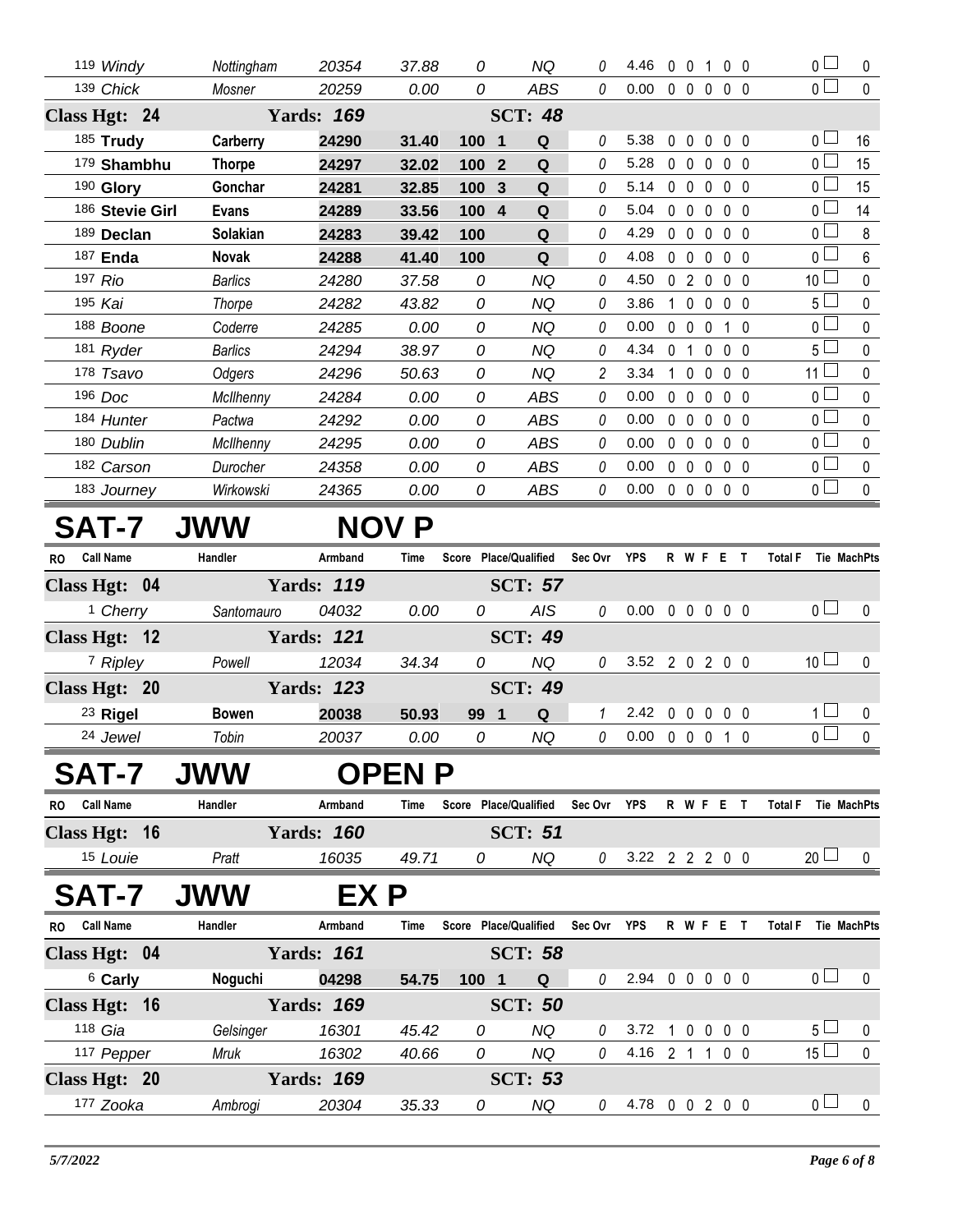| RO | Call Name | Handler | Armband | Time | Score | Place/Qualified | Sec Ovr | YPS | R | W | F | E | T | Total F | Tie | MachPts |
|---|---|---|---|---|---|---|---|---|---|---|---|---|---|---|---|---|
| | 119 *Windy* | *Nottingham* | *20354* | *37.88* | *0* | *NQ* | *0* | 4.46 | 0 | 0 | 1 | 0 | 0 | 0 | | 0 |
| | 139 *Chick* | *Mosner* | *20259* | *0.00* | *0* | *ABS* | *0* | 0.00 | 0 | 0 | 0 | 0 | 0 | 0 | | 0 |
| **Class Hgt: 24** | | **Yards: 169** | | | | **SCT: 48** | | | | | | | | | | |
| | 185 **Trudy** | **Carberry** | **24290** | **31.40** | **100** | **1 Q** | *0* | 5.38 | 0 | 0 | 0 | 0 | 0 | 0 | | 16 |
| | 179 **Shambhu** | **Thorpe** | **24297** | **32.02** | **100** | **2 Q** | *0* | 5.28 | 0 | 0 | 0 | 0 | 0 | 0 | | 15 |
| | 190 **Glory** | **Gonchar** | **24281** | **32.85** | **100** | **3 Q** | *0* | 5.14 | 0 | 0 | 0 | 0 | 0 | 0 | | 15 |
| | 186 **Stevie Girl** | **Evans** | **24289** | **33.56** | **100** | **4 Q** | *0* | 5.04 | 0 | 0 | 0 | 0 | 0 | 0 | | 14 |
| | 189 **Declan** | **Solakian** | **24283** | **39.42** | **100** | **Q** | *0* | 4.29 | 0 | 0 | 0 | 0 | 0 | 0 | | 8 |
| | 187 **Enda** | **Novak** | **24288** | **41.40** | **100** | **Q** | *0* | 4.08 | 0 | 0 | 0 | 0 | 0 | 0 | | 6 |
| | 197 *Rio* | *Barlics* | *24280* | *37.58* | *0* | *NQ* | *0* | 4.50 | 0 | 2 | 0 | 0 | 0 | 10 | | 0 |
| | 195 *Kai* | *Thorpe* | *24282* | *43.82* | *0* | *NQ* | *0* | 3.86 | 1 | 0 | 0 | 0 | 0 | 5 | | 0 |
| | 188 *Boone* | *Coderre* | *24285* | *0.00* | *0* | *NQ* | *0* | 0.00 | 0 | 0 | 0 | 1 | 0 | 0 | | 0 |
| | 181 *Ryder* | *Barlics* | *24294* | *38.97* | *0* | *NQ* | *0* | 4.34 | 0 | 1 | 0 | 0 | 0 | 5 | | 0 |
| | 178 *Tsavo* | *Odgers* | *24296* | *50.63* | *0* | *NQ* | *2* | 3.34 | 1 | 0 | 0 | 0 | 0 | 11 | | 0 |
| | 196 *Doc* | *McIlhenny* | *24284* | *0.00* | *0* | *ABS* | *0* | 0.00 | 0 | 0 | 0 | 0 | 0 | 0 | | 0 |
| | 184 *Hunter* | *Pactwa* | *24292* | *0.00* | *0* | *ABS* | *0* | 0.00 | 0 | 0 | 0 | 0 | 0 | 0 | | 0 |
| | 180 *Dublin* | *McIlhenny* | *24295* | *0.00* | *0* | *ABS* | *0* | 0.00 | 0 | 0 | 0 | 0 | 0 | 0 | | 0 |
| | 182 *Carson* | *Durocher* | *24358* | *0.00* | *0* | *ABS* | *0* | 0.00 | 0 | 0 | 0 | 0 | 0 | 0 | | 0 |
| | 183 *Journey* | *Wirkowski* | *24365* | *0.00* | *0* | *ABS* | *0* | 0.00 | 0 | 0 | 0 | 0 | 0 | 0 | | 0 |

# SAT-7 JWW NOV P

| RO | Call Name | Handler | Armband | Time | Score | Place/Qualified | Sec Ovr | YPS | R | W | F | E | T | Total F | Tie | MachPts |
|---|---|---|---|---|---|---|---|---|---|---|---|---|---|---|---|---|
| **Class Hgt: 04** | | **Yards: 119** | | | | **SCT: 57** | | | | | | | | | | |
| | 1 *Cherry* | *Santomauro* | *04032* | *0.00* | *0* | *AIS* | *0* | 0.00 | 0 | 0 | 0 | 0 | 0 | 0 | | 0 |
| **Class Hgt: 12** | | **Yards: 121** | | | | **SCT: 49** | | | | | | | | | | |
| | 7 *Ripley* | *Powell* | *12034* | *34.34* | *0* | *NQ* | *0* | 3.52 | 2 | 0 | 2 | 0 | 0 | 10 | | 0 |
| **Class Hgt: 20** | | **Yards: 123** | | | | **SCT: 49** | | | | | | | | | | |
| | 23 **Rigel** | **Bowen** | **20038** | **50.93** | **99** | **1 Q** | *1* | 2.42 | 0 | 0 | 0 | 0 | 0 | 1 | | 0 |
| | 24 *Jewel* | *Tobin* | *20037* | *0.00* | *0* | *NQ* | *0* | 0.00 | 0 | 0 | 0 | 1 | 0 | 0 | | 0 |

# SAT-7 JWW OPEN P

| RO | Call Name | Handler | Armband | Time | Score | Place/Qualified | Sec Ovr | YPS | R | W | F | E | T | Total F | Tie | MachPts |
|---|---|---|---|---|---|---|---|---|---|---|---|---|---|---|---|---|
| **Class Hgt: 16** | | **Yards: 160** | | | | **SCT: 51** | | | | | | | | | | |
| | 15 *Louie* | *Pratt* | *16035* | *49.71* | *0* | *NQ* | *0* | 3.22 | 2 | 2 | 2 | 0 | 0 | 20 | | 0 |

# SAT-7 JWW EX P

| RO | Call Name | Handler | Armband | Time | Score | Place/Qualified | Sec Ovr | YPS | R | W | F | E | T | Total F | Tie | MachPts |
|---|---|---|---|---|---|---|---|---|---|---|---|---|---|---|---|---|
| **Class Hgt: 04** | | **Yards: 161** | | | | **SCT: 58** | | | | | | | | | | |
| | 6 **Carly** | **Noguchi** | **04298** | **54.75** | **100** | **1 Q** | *0* | 2.94 | 0 | 0 | 0 | 0 | 0 | 0 | | 0 |
| **Class Hgt: 16** | | **Yards: 169** | | | | **SCT: 50** | | | | | | | | | | |
| | 118 *Gia* | *Gelsinger* | *16301* | *45.42* | *0* | *NQ* | *0* | 3.72 | 1 | 0 | 0 | 0 | 0 | 5 | | 0 |
| | 117 *Pepper* | *Mruk* | *16302* | *40.66* | *0* | *NQ* | *0* | 4.16 | 2 | 1 | 1 | 0 | 0 | 15 | | 0 |
| **Class Hgt: 20** | | **Yards: 169** | | | | **SCT: 53** | | | | | | | | | | |
| | 177 *Zooka* | *Ambrogi* | *20304* | *35.33* | *0* | *NQ* | *0* | 4.78 | 0 | 0 | 2 | 0 | 0 | 0 | | 0 |

*5/7/2022*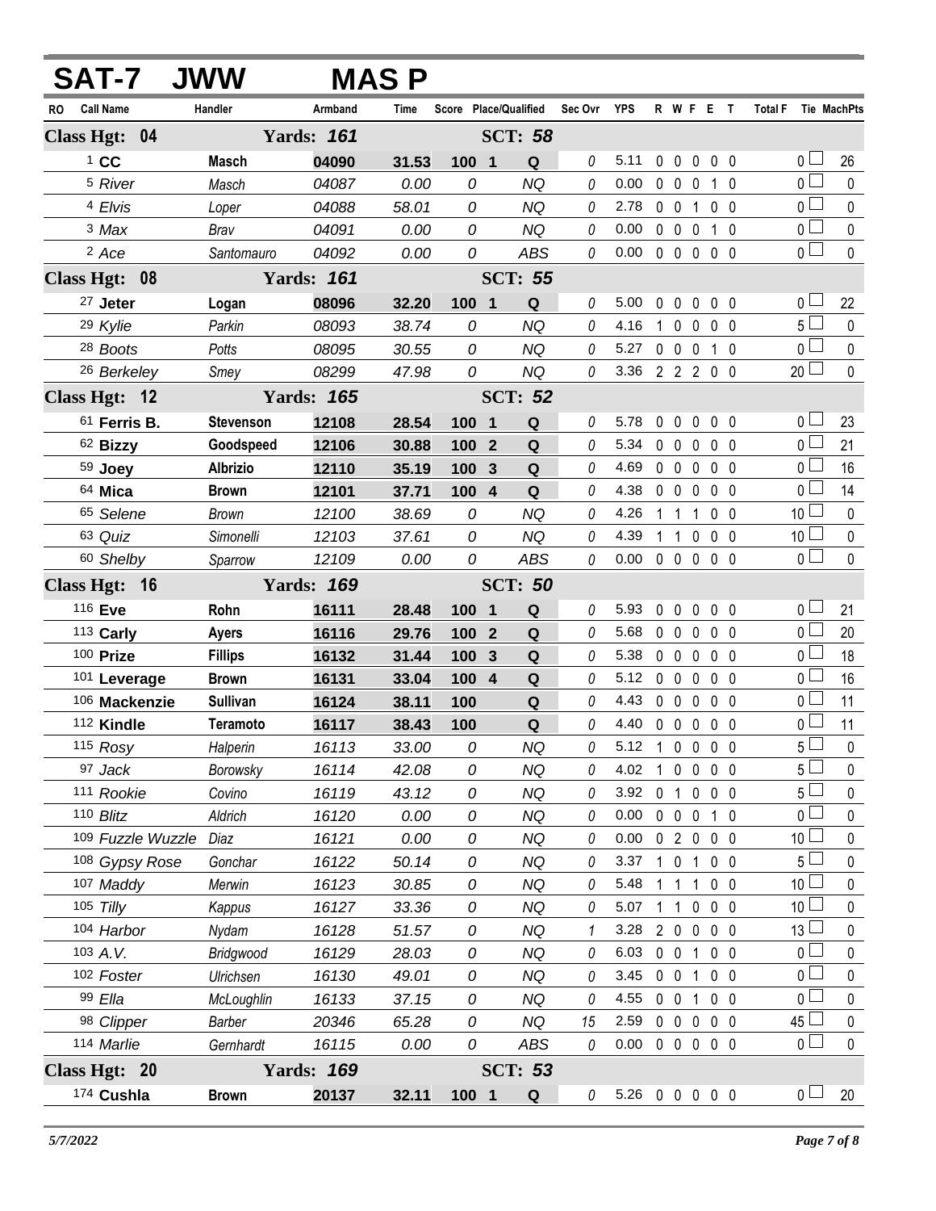# SAT-7 JWW MAS P

| RO | Call Name | Handler | Armband | Time | Score | Place/Qualified | Sec Ovr | YPS | R | W | F | E | T | Total F | Tie | MachPts |
|---|---|---|---|---|---|---|---|---|---|---|---|---|---|---|---|---|
| **Class Hgt: 04** | | **Yards: 161** | | | **SCT: 58** | | | | | | | | | | | |
| 1 | **CC** | **Masch** | **04090** | **31.53** | **100** | **1 Q** | 0 | 5.11 | 0 | 0 | 0 | 0 | 0 | 0 | | 26 |
| 5 | *River* | *Masch* | *04087* | *0.00* | *0* | *NQ* | 0 | 0.00 | 0 | 0 | 0 | 1 | 0 | 0 | | 0 |
| 4 | *Elvis* | *Loper* | *04088* | *58.01* | *0* | *NQ* | 0 | 2.78 | 0 | 0 | 1 | 0 | 0 | 0 | | 0 |
| 3 | *Max* | *Brav* | *04091* | *0.00* | *0* | *NQ* | 0 | 0.00 | 0 | 0 | 0 | 1 | 0 | 0 | | 0 |
| 2 | *Ace* | *Santomauro* | *04092* | *0.00* | *0* | *ABS* | 0 | 0.00 | 0 | 0 | 0 | 0 | 0 | 0 | | 0 |
| **Class Hgt: 08** | | **Yards: 161** | | | **SCT: 55** | | | | | | | | | | | |
| 27 | **Jeter** | **Logan** | **08096** | **32.20** | **100** | **1 Q** | 0 | 5.00 | 0 | 0 | 0 | 0 | 0 | 0 | | 22 |
| 29 | *Kylie* | *Parkin* | *08093* | *38.74* | *0* | *NQ* | 0 | 4.16 | 1 | 0 | 0 | 0 | 0 | 5 | | 0 |
| 28 | *Boots* | *Potts* | *08095* | *30.55* | *0* | *NQ* | 0 | 5.27 | 0 | 0 | 0 | 1 | 0 | 0 | | 0 |
| 26 | *Berkeley* | *Smey* | *08299* | *47.98* | *0* | *NQ* | 0 | 3.36 | 2 | 2 | 2 | 0 | 0 | 20 | | 0 |
| **Class Hgt: 12** | | **Yards: 165** | | | **SCT: 52** | | | | | | | | | | | |
| 61 | **Ferris B.** | **Stevenson** | **12108** | **28.54** | **100** | **1 Q** | 0 | 5.78 | 0 | 0 | 0 | 0 | 0 | 0 | | 23 |
| 62 | **Bizzy** | **Goodspeed** | **12106** | **30.88** | **100** | **2 Q** | 0 | 5.34 | 0 | 0 | 0 | 0 | 0 | 0 | | 21 |
| 59 | **Joey** | **Albrizio** | **12110** | **35.19** | **100** | **3 Q** | 0 | 4.69 | 0 | 0 | 0 | 0 | 0 | 0 | | 16 |
| 64 | **Mica** | **Brown** | **12101** | **37.71** | **100** | **4 Q** | 0 | 4.38 | 0 | 0 | 0 | 0 | 0 | 0 | | 14 |
| 65 | *Selene* | *Brown* | *12100* | *38.69* | *0* | *NQ* | 0 | 4.26 | 1 | 1 | 1 | 0 | 0 | 10 | | 0 |
| 63 | *Quiz* | *Simonelli* | *12103* | *37.61* | *0* | *NQ* | 0 | 4.39 | 1 | 1 | 0 | 0 | 0 | 10 | | 0 |
| 60 | *Shelby* | *Sparrow* | *12109* | *0.00* | *0* | *ABS* | 0 | 0.00 | 0 | 0 | 0 | 0 | 0 | 0 | | 0 |
| **Class Hgt: 16** | | **Yards: 169** | | | **SCT: 50** | | | | | | | | | | | |
| 116 | **Eve** | **Rohn** | **16111** | **28.48** | **100** | **1 Q** | 0 | 5.93 | 0 | 0 | 0 | 0 | 0 | 0 | | 21 |
| 113 | **Carly** | **Ayers** | **16116** | **29.76** | **100** | **2 Q** | 0 | 5.68 | 0 | 0 | 0 | 0 | 0 | 0 | | 20 |
| 100 | **Prize** | **Fillips** | **16132** | **31.44** | **100** | **3 Q** | 0 | 5.38 | 0 | 0 | 0 | 0 | 0 | 0 | | 18 |
| 101 | **Leverage** | **Brown** | **16131** | **33.04** | **100** | **4 Q** | 0 | 5.12 | 0 | 0 | 0 | 0 | 0 | 0 | | 16 |
| 106 | **Mackenzie** | **Sullivan** | **16124** | **38.11** | **100** | **Q** | 0 | 4.43 | 0 | 0 | 0 | 0 | 0 | 0 | | 11 |
| 112 | **Kindle** | **Teramoto** | **16117** | **38.43** | **100** | **Q** | 0 | 4.40 | 0 | 0 | 0 | 0 | 0 | 0 | | 11 |
| 115 | *Rosy* | *Halperin* | *16113* | *33.00* | *0* | *NQ* | 0 | 5.12 | 1 | 0 | 0 | 0 | 0 | 5 | | 0 |
| 97 | *Jack* | *Borowsky* | *16114* | *42.08* | *0* | *NQ* | 0 | 4.02 | 1 | 0 | 0 | 0 | 0 | 5 | | 0 |
| 111 | *Rookie* | *Covino* | *16119* | *43.12* | *0* | *NQ* | 0 | 3.92 | 0 | 1 | 0 | 0 | 0 | 5 | | 0 |
| 110 | *Blitz* | *Aldrich* | *16120* | *0.00* | *0* | *NQ* | 0 | 0.00 | 0 | 0 | 0 | 1 | 0 | 0 | | 0 |
| 109 | *Fuzzle Wuzzle* | *Diaz* | *16121* | *0.00* | *0* | *NQ* | 0 | 0.00 | 0 | 2 | 0 | 0 | 0 | 10 | | 0 |
| 108 | *Gypsy Rose* | *Gonchar* | *16122* | *50.14* | *0* | *NQ* | 0 | 3.37 | 1 | 0 | 1 | 0 | 0 | 5 | | 0 |
| 107 | *Maddy* | *Merwin* | *16123* | *30.85* | *0* | *NQ* | 0 | 5.48 | 1 | 1 | 1 | 0 | 0 | 10 | | 0 |
| 105 | *Tilly* | *Kappus* | *16127* | *33.36* | *0* | *NQ* | 0 | 5.07 | 1 | 1 | 0 | 0 | 0 | 10 | | 0 |
| 104 | *Harbor* | *Nydam* | *16128* | *51.57* | *0* | *NQ* | 1 | 3.28 | 2 | 0 | 0 | 0 | 0 | 13 | | 0 |
| 103 | *A.V.* | *Bridgwood* | *16129* | *28.03* | *0* | *NQ* | 0 | 6.03 | 0 | 0 | 1 | 0 | 0 | 0 | | 0 |
| 102 | *Foster* | *Ulrichsen* | *16130* | *49.01* | *0* | *NQ* | 0 | 3.45 | 0 | 0 | 1 | 0 | 0 | 0 | | 0 |
| 99 | *Ella* | *McLoughlin* | *16133* | *37.15* | *0* | *NQ* | 0 | 4.55 | 0 | 0 | 1 | 0 | 0 | 0 | | 0 |
| 98 | *Clipper* | *Barber* | *20346* | *65.28* | *0* | *NQ* | 15 | 2.59 | 0 | 0 | 0 | 0 | 0 | 45 | | 0 |
| 114 | *Marlie* | *Gernhardt* | *16115* | *0.00* | *0* | *ABS* | 0 | 0.00 | 0 | 0 | 0 | 0 | 0 | 0 | | 0 |
| **Class Hgt: 20** | | **Yards: 169** | | | **SCT: 53** | | | | | | | | | | | |
| 174 | **Cushla** | **Brown** | **20137** | **32.11** | **100** | **1 Q** | 0 | 5.26 | 0 | 0 | 0 | 0 | 0 | 0 | | 20 |

*5/7/2022*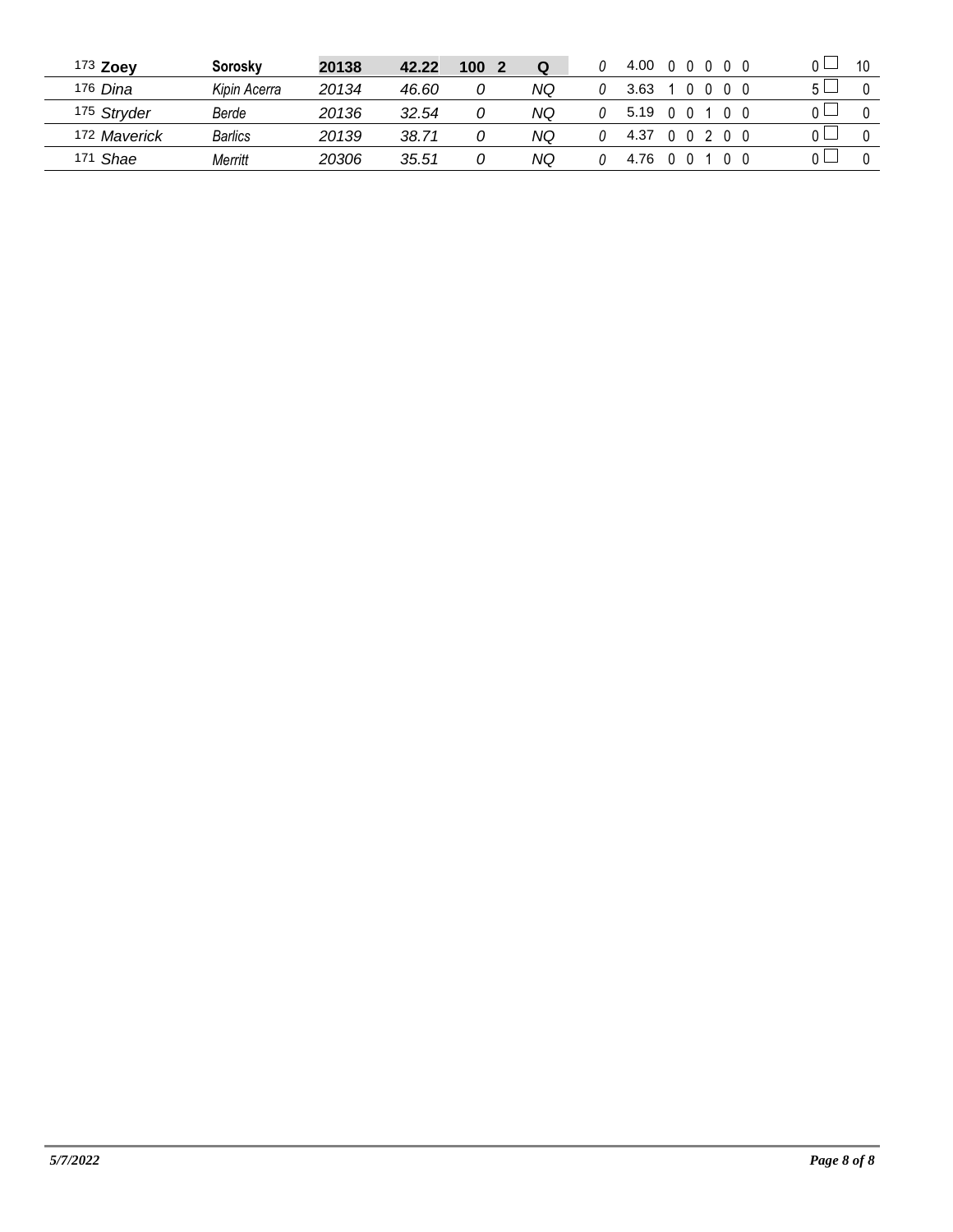| | | | | | | | | | | | | | | | | |
|---|---|---|---|---|---|---|---|---|---|---|---|---|---|---|---|---|
| 173 **Zoey** | **Sorosky** | **20138** | **42.22** | **100** | **2** | **Q** | *0* | 4.00 | 0 | 0 | 0 | 0 | 0 | 0 | ☐ | 10 |
| 176 *Dina* | *Kipin Acerra* | *20134* | *46.60* | *0* | | *NQ* | *0* | 3.63 | 1 | 0 | 0 | 0 | 0 | 5 | ☐ | 0 |
| 175 *Stryder* | *Berde* | *20136* | *32.54* | *0* | | *NQ* | *0* | 5.19 | 0 | 0 | 1 | 0 | 0 | 0 | ☐ | 0 |
| 172 *Maverick* | *Barlics* | *20139* | *38.71* | *0* | | *NQ* | *0* | 4.37 | 0 | 0 | 2 | 0 | 0 | 0 | ☐ | 0 |
| 171 *Shae* | *Merritt* | *20306* | *35.51* | *0* | | *NQ* | *0* | 4.76 | 0 | 0 | 1 | 0 | 0 | 0 | ☐ | 0 |

*5/7/2022*